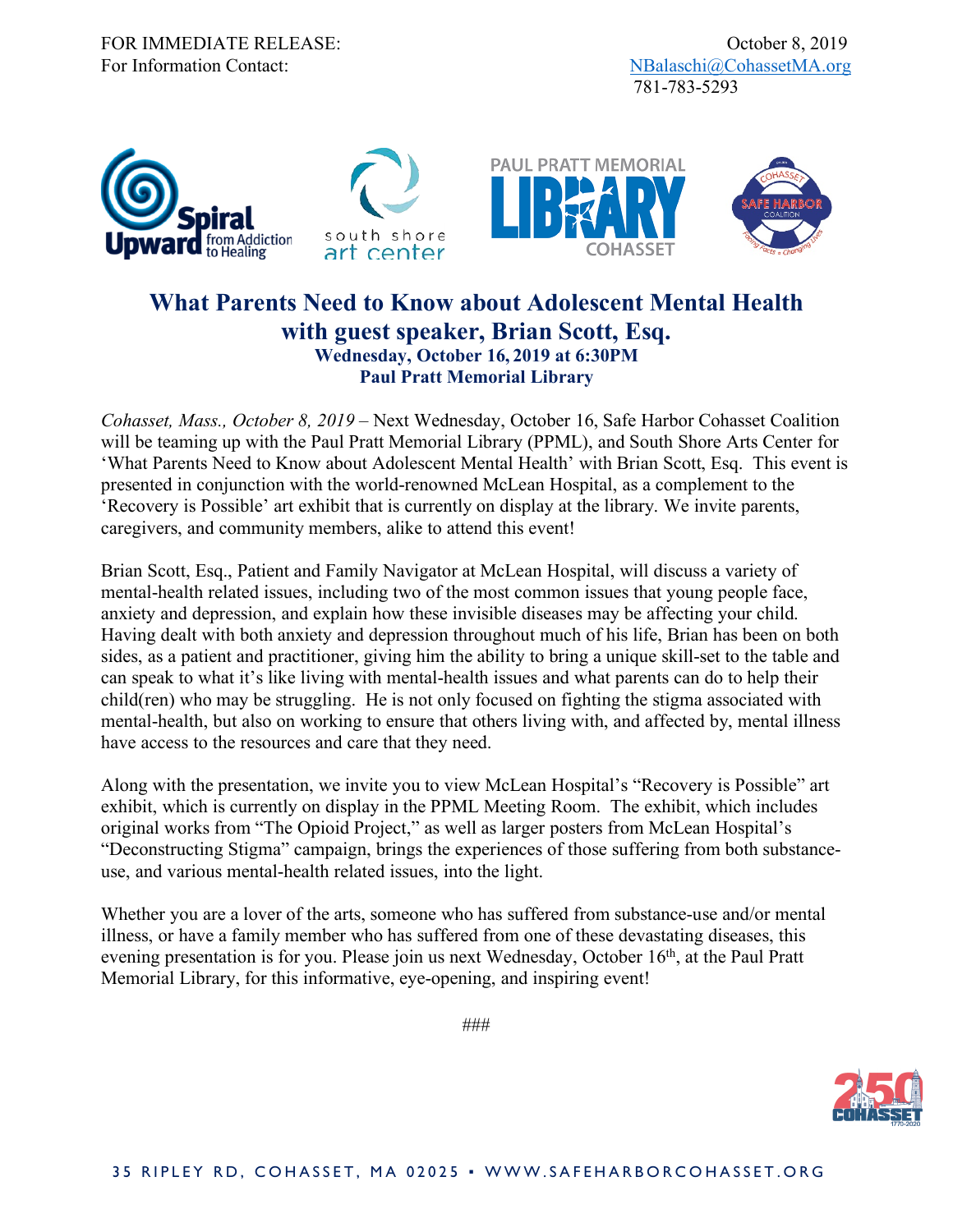FOR IMMEDIATE RELEASE: October 8, 2019
For Information Contact: NBalaschi@CohassetMA.org
781-783-5293

# What Parents Need to Know about Adolescent Mental Health with guest speaker, Brian Scott, Esq.

**Wednesday, October 16, 2019 at 6:30PM**
**Paul Pratt Memorial Library**

*Cohasset, Mass., October 8, 2019* – Next Wednesday, October 16, Safe Harbor Cohasset Coalition will be teaming up with the Paul Pratt Memorial Library (PPML), and South Shore Arts Center for 'What Parents Need to Know about Adolescent Mental Health' with Brian Scott, Esq. This event is presented in conjunction with the world-renowned McLean Hospital, as a complement to the 'Recovery is Possible' art exhibit that is currently on display at the library. We invite parents, caregivers, and community members, alike to attend this event!

Brian Scott, Esq., Patient and Family Navigator at McLean Hospital, will discuss a variety of mental-health related issues, including two of the most common issues that young people face, anxiety and depression, and explain how these invisible diseases may be affecting your child. Having dealt with both anxiety and depression throughout much of his life, Brian has been on both sides, as a patient and practitioner, giving him the ability to bring a unique skill-set to the table and can speak to what it's like living with mental-health issues and what parents can do to help their child(ren) who may be struggling. He is not only focused on fighting the stigma associated with mental-health, but also on working to ensure that others living with, and affected by, mental illness have access to the resources and care that they need.

Along with the presentation, we invite you to view McLean Hospital's "Recovery is Possible" art exhibit, which is currently on display in the PPML Meeting Room. The exhibit, which includes original works from "The Opioid Project," as well as larger posters from McLean Hospital's "Deconstructing Stigma" campaign, brings the experiences of those suffering from both substance-use, and various mental-health related issues, into the light.

Whether you are a lover of the arts, someone who has suffered from substance-use and/or mental illness, or have a family member who has suffered from one of these devastating diseases, this evening presentation is for you. Please join us next Wednesday, October 16th, at the Paul Pratt Memorial Library, for this informative, eye-opening, and inspiring event!

###

35 RIPLEY RD, COHASSET, MA 02025 • WWW.SAFEHARBORCOHASSET.ORG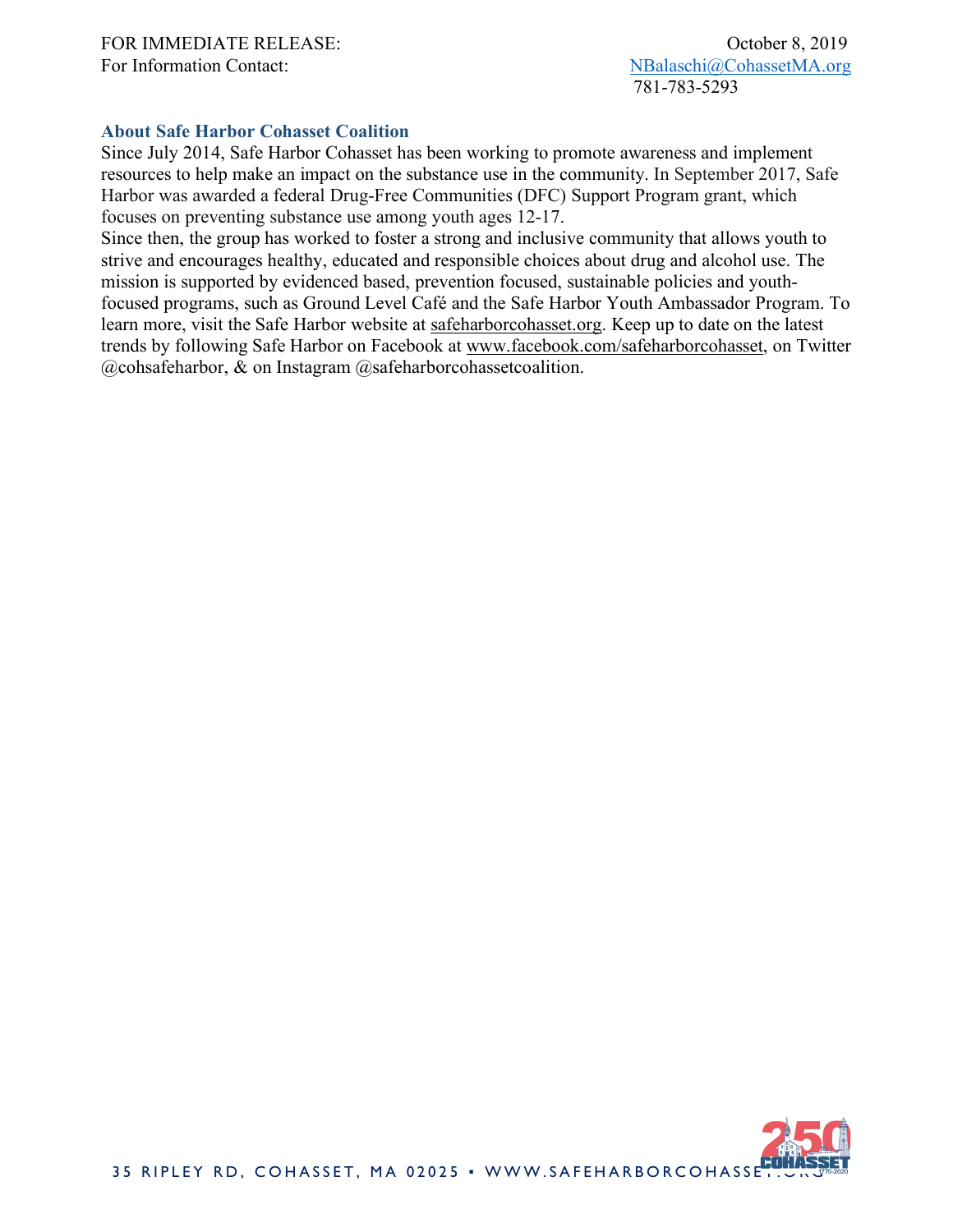FOR IMMEDIATE RELEASE: October 8, 2019
For Information Contact: NBalaschi@CohassetMA.org
781-783-5293

### About Safe Harbor Cohasset Coalition

Since July 2014, Safe Harbor Cohasset has been working to promote awareness and implement resources to help make an impact on the substance use in the community. In September 2017, Safe Harbor was awarded a federal Drug-Free Communities (DFC) Support Program grant, which focuses on preventing substance use among youth ages 12-17.

Since then, the group has worked to foster a strong and inclusive community that allows youth to strive and encourages healthy, educated and responsible choices about drug and alcohol use. The mission is supported by evidenced based, prevention focused, sustainable policies and youth-focused programs, such as Ground Level Café and the Safe Harbor Youth Ambassador Program. To learn more, visit the Safe Harbor website at safeharborcohasset.org. Keep up to date on the latest trends by following Safe Harbor on Facebook at www.facebook.com/safeharborcohasset, on Twitter @cohsafeharbor, & on Instagram @safeharborcohassetcoalition.